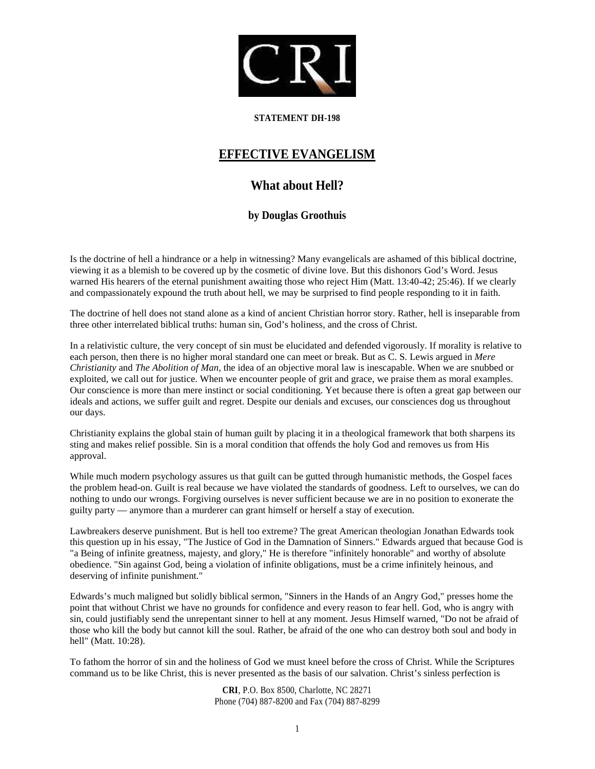**STATEMENT DH-198**

# EFFECTIVE EVANGELISM

## What about Hell?

### by Douglas Groothuis

Is the doctrine of hell a hindrance or a help in witnessing? Many evangelicals are ashamed of this biblical doctrine, viewing it as a blemish to be covered up by the cosmetic of divine love. But this dishonors God's Word. Jesus warned His hearers of the eternal punishment awaiting those who reject Him (Matt. 13:40-42; 25:46). If we clearly and compassionately expound the truth about hell, we may be surprised to find people responding to it in faith.

The doctrine of hell does not stand alone as a kind of ancient Christian horror story. Rather, hell is inseparable from three other interrelated biblical truths: human sin, God's holiness, and the cross of Christ.

In a relativistic culture, the very concept of sin must be elucidated and defended vigorously. If morality is relative to each person, then there is no higher moral standard one can meet or break. But as C. S. Lewis argued in *Mere Christianity* and *The Abolition of Man*, the idea of an objective moral law is inescapable. When we are snubbed or exploited, we call out for justice. When we encounter people of grit and grace, we praise them as moral examples. Our conscience is more than mere instinct or social conditioning. Yet because there is often a great gap between our ideals and actions, we suffer guilt and regret. Despite our denials and excuses, our consciences dog us throughout our days.

Christianity explains the global stain of human guilt by placing it in a theological framework that both sharpens its sting and makes relief possible. Sin is a moral condition that offends the holy God and removes us from His approval.

While much modern psychology assures us that guilt can be gutted through humanistic methods, the Gospel faces the problem head-on. Guilt is real because we have violated the standards of goodness. Left to ourselves, we can do nothing to undo our wrongs. Forgiving ourselves is never sufficient because we are in no position to exonerate the guilty party — anymore than a murderer can grant himself or herself a stay of execution.

Lawbreakers deserve punishment. But is hell too extreme? The great American theologian Jonathan Edwards took this question up in his essay, "The Justice of God in the Damnation of Sinners." Edwards argued that because God is "a Being of infinite greatness, majesty, and glory," He is therefore "infinitely honorable" and worthy of absolute obedience. "Sin against God, being a violation of infinite obligations, must be a crime infinitely heinous, and deserving of infinite punishment."

Edwards's much maligned but solidly biblical sermon, "Sinners in the Hands of an Angry God," presses home the point that without Christ we have no grounds for confidence and every reason to fear hell. God, who is angry with sin, could justifiably send the unrepentant sinner to hell at any moment. Jesus Himself warned, "Do not be afraid of those who kill the body but cannot kill the soul. Rather, be afraid of the one who can destroy both soul and body in hell" (Matt. 10:28).

To fathom the horror of sin and the holiness of God we must kneel before the cross of Christ. While the Scriptures command us to be like Christ, this is never presented as the basis of our salvation. Christ's sinless perfection is

**CRI**, P.O. Box 8500, Charlotte, NC 28271
Phone (704) 887-8200 and Fax (704) 887-8299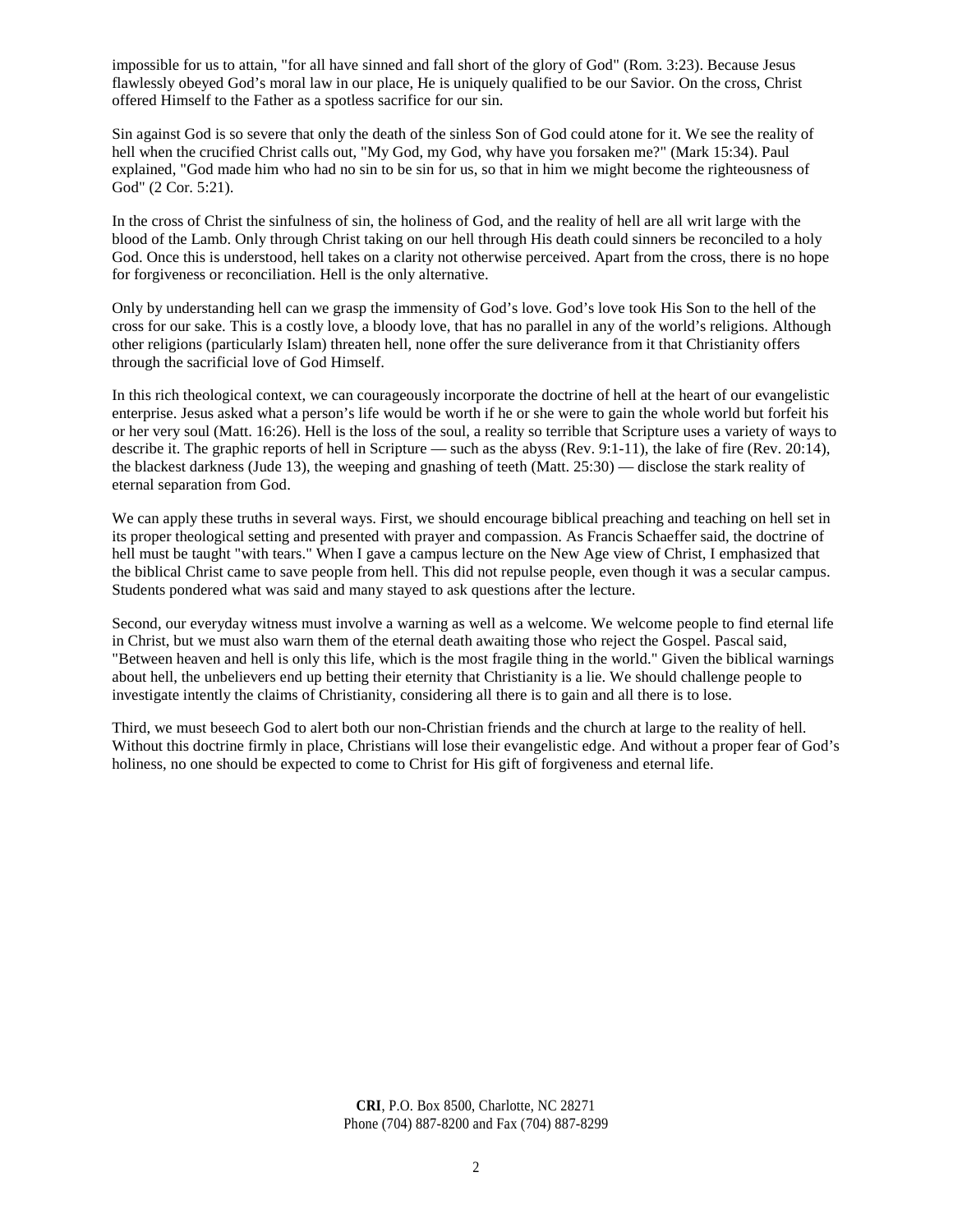impossible for us to attain, "for all have sinned and fall short of the glory of God" (Rom. 3:23). Because Jesus flawlessly obeyed God's moral law in our place, He is uniquely qualified to be our Savior. On the cross, Christ offered Himself to the Father as a spotless sacrifice for our sin.

Sin against God is so severe that only the death of the sinless Son of God could atone for it. We see the reality of hell when the crucified Christ calls out, "My God, my God, why have you forsaken me?" (Mark 15:34). Paul explained, "God made him who had no sin to be sin for us, so that in him we might become the righteousness of God" (2 Cor. 5:21).

In the cross of Christ the sinfulness of sin, the holiness of God, and the reality of hell are all writ large with the blood of the Lamb. Only through Christ taking on our hell through His death could sinners be reconciled to a holy God. Once this is understood, hell takes on a clarity not otherwise perceived. Apart from the cross, there is no hope for forgiveness or reconciliation. Hell is the only alternative.

Only by understanding hell can we grasp the immensity of God's love. God's love took His Son to the hell of the cross for our sake. This is a costly love, a bloody love, that has no parallel in any of the world's religions. Although other religions (particularly Islam) threaten hell, none offer the sure deliverance from it that Christianity offers through the sacrificial love of God Himself.

In this rich theological context, we can courageously incorporate the doctrine of hell at the heart of our evangelistic enterprise. Jesus asked what a person's life would be worth if he or she were to gain the whole world but forfeit his or her very soul (Matt. 16:26). Hell is the loss of the soul, a reality so terrible that Scripture uses a variety of ways to describe it. The graphic reports of hell in Scripture — such as the abyss (Rev. 9:1-11), the lake of fire (Rev. 20:14), the blackest darkness (Jude 13), the weeping and gnashing of teeth (Matt. 25:30) — disclose the stark reality of eternal separation from God.

We can apply these truths in several ways. First, we should encourage biblical preaching and teaching on hell set in its proper theological setting and presented with prayer and compassion. As Francis Schaeffer said, the doctrine of hell must be taught "with tears." When I gave a campus lecture on the New Age view of Christ, I emphasized that the biblical Christ came to save people from hell. This did not repulse people, even though it was a secular campus. Students pondered what was said and many stayed to ask questions after the lecture.

Second, our everyday witness must involve a warning as well as a welcome. We welcome people to find eternal life in Christ, but we must also warn them of the eternal death awaiting those who reject the Gospel. Pascal said, "Between heaven and hell is only this life, which is the most fragile thing in the world." Given the biblical warnings about hell, the unbelievers end up betting their eternity that Christianity is a lie. We should challenge people to investigate intently the claims of Christianity, considering all there is to gain and all there is to lose.

Third, we must beseech God to alert both our non-Christian friends and the church at large to the reality of hell. Without this doctrine firmly in place, Christians will lose their evangelistic edge. And without a proper fear of God's holiness, no one should be expected to come to Christ for His gift of forgiveness and eternal life.